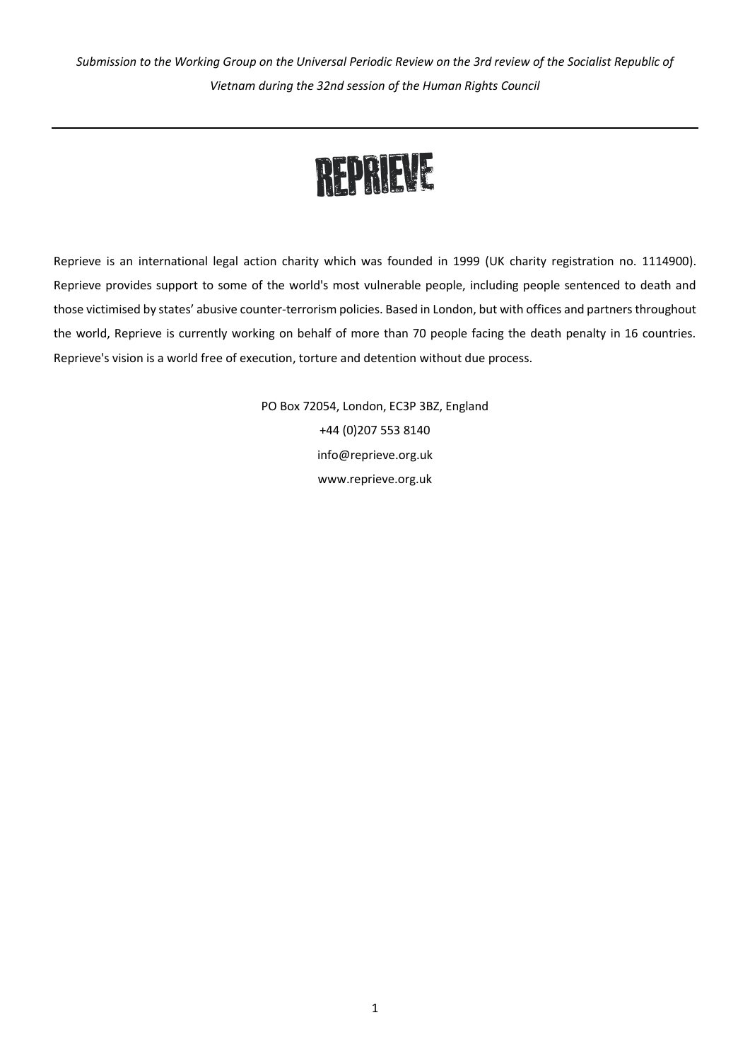*Submission to the Working Group on the Universal Periodic Review on the 3rd review of the Socialist Republic of Vietnam during the 32nd session of the Human Rights Council*

---

# REPRIEVE

Reprieve is an international legal action charity which was founded in 1999 (UK charity registration no. 1114900). Reprieve provides support to some of the world's most vulnerable people, including people sentenced to death and those victimised by states' abusive counter-terrorism policies. Based in London, but with offices and partners throughout the world, Reprieve is currently working on behalf of more than 70 people facing the death penalty in 16 countries. Reprieve's vision is a world free of execution, torture and detention without due process.

PO Box 72054, London, EC3P 3BZ, England
+44 (0)207 553 8140
info@reprieve.org.uk
www.reprieve.org.uk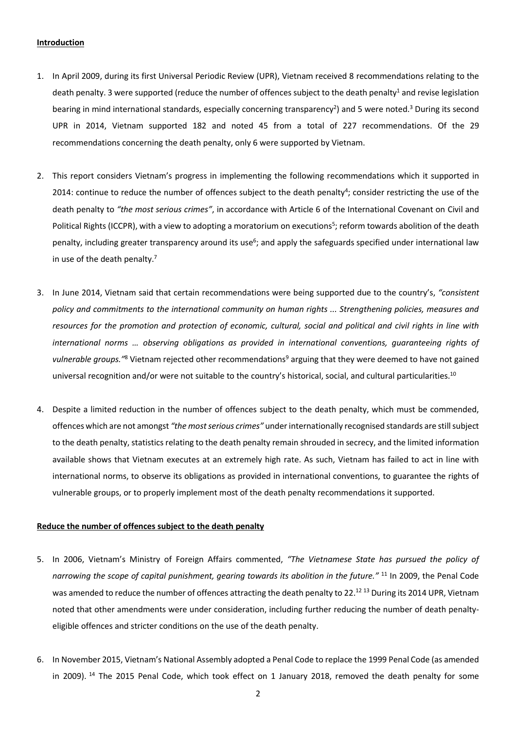**Introduction**

1. In April 2009, during its first Universal Periodic Review (UPR), Vietnam received 8 recommendations relating to the death penalty. 3 were supported (reduce the number of offences subject to the death penalty[1] and revise legislation bearing in mind international standards, especially concerning transparency[2]) and 5 were noted.[3] During its second UPR in 2014, Vietnam supported 182 and noted 45 from a total of 227 recommendations. Of the 29 recommendations concerning the death penalty, only 6 were supported by Vietnam.

2. This report considers Vietnam's progress in implementing the following recommendations which it supported in 2014: continue to reduce the number of offences subject to the death penalty[4]; consider restricting the use of the death penalty to *"the most serious crimes"*, in accordance with Article 6 of the International Covenant on Civil and Political Rights (ICCPR), with a view to adopting a moratorium on executions[5]; reform towards abolition of the death penalty, including greater transparency around its use[6]; and apply the safeguards specified under international law in use of the death penalty.[7]

3. In June 2014, Vietnam said that certain recommendations were being supported due to the country's, *"consistent policy and commitments to the international community on human rights ... Strengthening policies, measures and resources for the promotion and protection of economic, cultural, social and political and civil rights in line with international norms … observing obligations as provided in international conventions, guaranteeing rights of vulnerable groups."*[8] Vietnam rejected other recommendations[9] arguing that they were deemed to have not gained universal recognition and/or were not suitable to the country's historical, social, and cultural particularities.[10]

4. Despite a limited reduction in the number of offences subject to the death penalty, which must be commended, offences which are not amongst *"the most serious crimes"* under internationally recognised standards are still subject to the death penalty, statistics relating to the death penalty remain shrouded in secrecy, and the limited information available shows that Vietnam executes at an extremely high rate. As such, Vietnam has failed to act in line with international norms, to observe its obligations as provided in international conventions, to guarantee the rights of vulnerable groups, or to properly implement most of the death penalty recommendations it supported.

**Reduce the number of offences subject to the death penalty**

5. In 2006, Vietnam's Ministry of Foreign Affairs commented, *"The Vietnamese State has pursued the policy of narrowing the scope of capital punishment, gearing towards its abolition in the future."* [11] In 2009, the Penal Code was amended to reduce the number of offences attracting the death penalty to 22.[12] [13] During its 2014 UPR, Vietnam noted that other amendments were under consideration, including further reducing the number of death penalty-eligible offences and stricter conditions on the use of the death penalty.

6. In November 2015, Vietnam's National Assembly adopted a Penal Code to replace the 1999 Penal Code (as amended in 2009). [14] The 2015 Penal Code, which took effect on 1 January 2018, removed the death penalty for some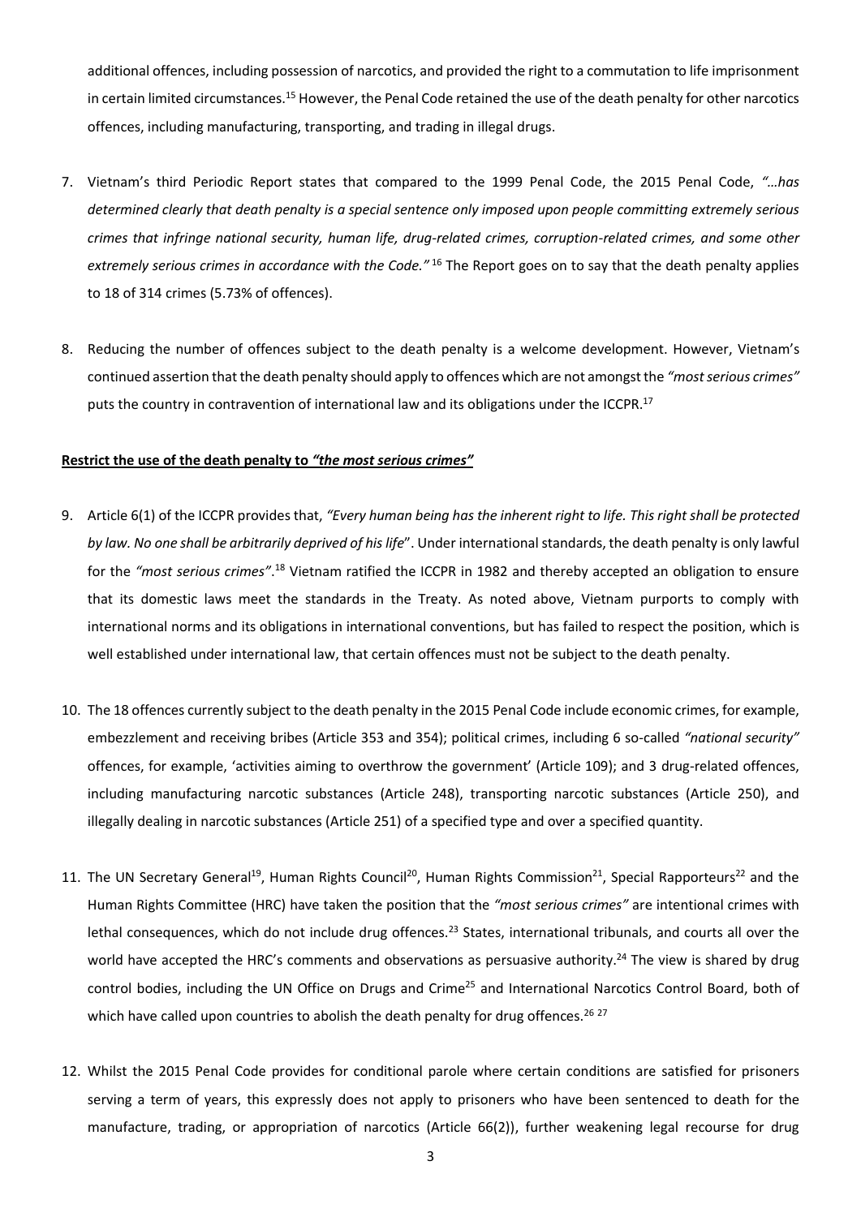additional offences, including possession of narcotics, and provided the right to a commutation to life imprisonment in certain limited circumstances.[15] However, the Penal Code retained the use of the death penalty for other narcotics offences, including manufacturing, transporting, and trading in illegal drugs.

7. Vietnam's third Periodic Report states that compared to the 1999 Penal Code, the 2015 Penal Code, *"…has determined clearly that death penalty is a special sentence only imposed upon people committing extremely serious crimes that infringe national security, human life, drug-related crimes, corruption-related crimes, and some other extremely serious crimes in accordance with the Code."* [16] The Report goes on to say that the death penalty applies to 18 of 314 crimes (5.73% of offences).

8. Reducing the number of offences subject to the death penalty is a welcome development. However, Vietnam's continued assertion that the death penalty should apply to offences which are not amongst the *"most serious crimes"* puts the country in contravention of international law and its obligations under the ICCPR.[17]

**Restrict the use of the death penalty to *"the most serious crimes"***

9. Article 6(1) of the ICCPR provides that, *"Every human being has the inherent right to life. This right shall be protected by law. No one shall be arbitrarily deprived of his life*". Under international standards, the death penalty is only lawful for the *"most serious crimes"*.[18] Vietnam ratified the ICCPR in 1982 and thereby accepted an obligation to ensure that its domestic laws meet the standards in the Treaty. As noted above, Vietnam purports to comply with international norms and its obligations in international conventions, but has failed to respect the position, which is well established under international law, that certain offences must not be subject to the death penalty.

10. The 18 offences currently subject to the death penalty in the 2015 Penal Code include economic crimes, for example, embezzlement and receiving bribes (Article 353 and 354); political crimes, including 6 so-called *"national security"* offences, for example, 'activities aiming to overthrow the government' (Article 109); and 3 drug-related offences, including manufacturing narcotic substances (Article 248), transporting narcotic substances (Article 250), and illegally dealing in narcotic substances (Article 251) of a specified type and over a specified quantity.

11. The UN Secretary General[19], Human Rights Council[20], Human Rights Commission[21], Special Rapporteurs[22] and the Human Rights Committee (HRC) have taken the position that the *"most serious crimes"* are intentional crimes with lethal consequences, which do not include drug offences.[23] States, international tribunals, and courts all over the world have accepted the HRC's comments and observations as persuasive authority.[24] The view is shared by drug control bodies, including the UN Office on Drugs and Crime[25] and International Narcotics Control Board, both of which have called upon countries to abolish the death penalty for drug offences.[26] [27]

12. Whilst the 2015 Penal Code provides for conditional parole where certain conditions are satisfied for prisoners serving a term of years, this expressly does not apply to prisoners who have been sentenced to death for the manufacture, trading, or appropriation of narcotics (Article 66(2)), further weakening legal recourse for drug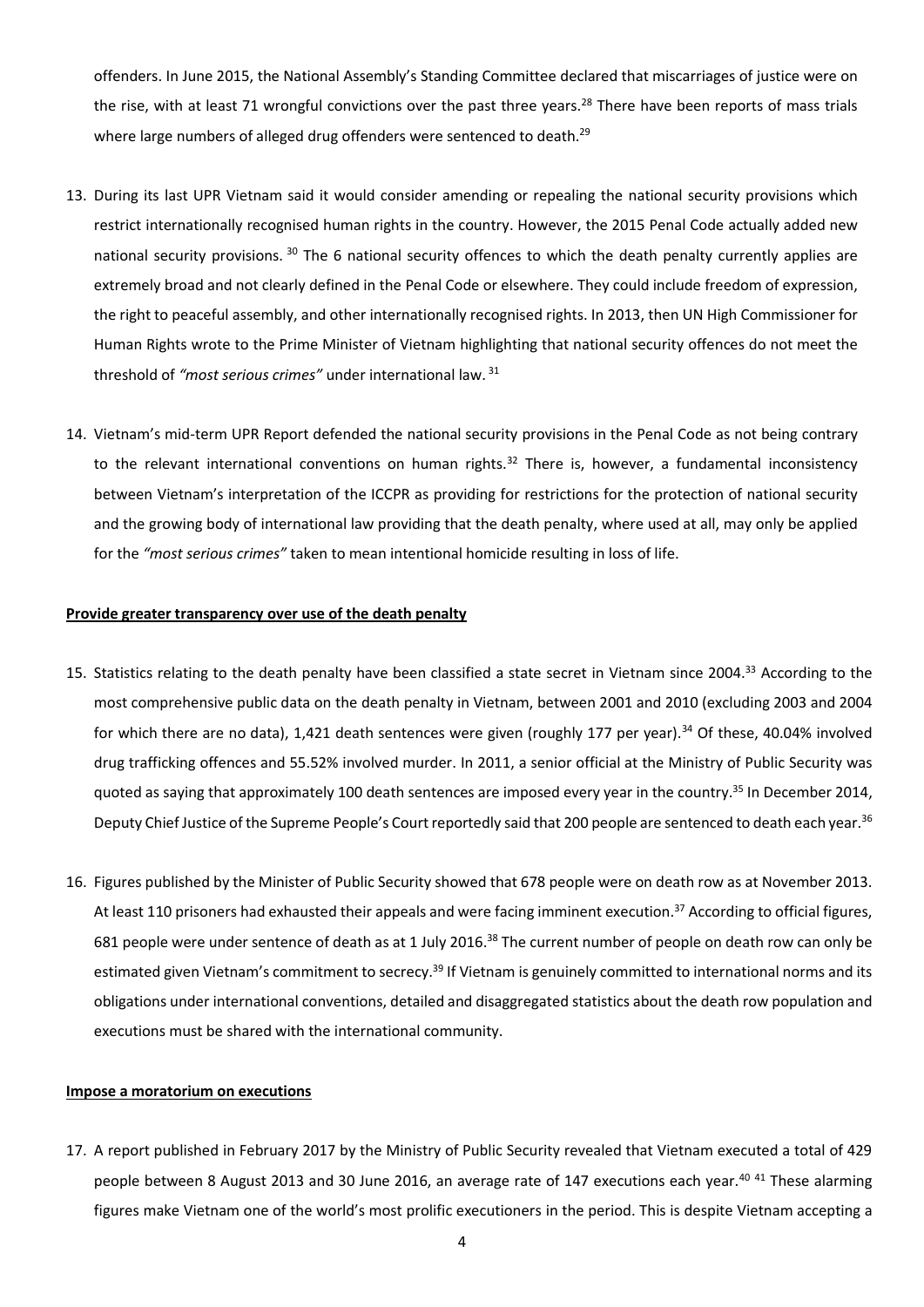offenders. In June 2015, the National Assembly's Standing Committee declared that miscarriages of justice were on the rise, with at least 71 wrongful convictions over the past three years.[28] There have been reports of mass trials where large numbers of alleged drug offenders were sentenced to death.[29]

13. During its last UPR Vietnam said it would consider amending or repealing the national security provisions which restrict internationally recognised human rights in the country. However, the 2015 Penal Code actually added new national security provisions. [30] The 6 national security offences to which the death penalty currently applies are extremely broad and not clearly defined in the Penal Code or elsewhere. They could include freedom of expression, the right to peaceful assembly, and other internationally recognised rights. In 2013, then UN High Commissioner for Human Rights wrote to the Prime Minister of Vietnam highlighting that national security offences do not meet the threshold of *"most serious crimes"* under international law. [31]

14. Vietnam's mid-term UPR Report defended the national security provisions in the Penal Code as not being contrary to the relevant international conventions on human rights.[32] There is, however, a fundamental inconsistency between Vietnam's interpretation of the ICCPR as providing for restrictions for the protection of national security and the growing body of international law providing that the death penalty, where used at all, may only be applied for the *"most serious crimes"* taken to mean intentional homicide resulting in loss of life.

**Provide greater transparency over use of the death penalty**

15. Statistics relating to the death penalty have been classified a state secret in Vietnam since 2004.[33] According to the most comprehensive public data on the death penalty in Vietnam, between 2001 and 2010 (excluding 2003 and 2004 for which there are no data), 1,421 death sentences were given (roughly 177 per year).[34] Of these, 40.04% involved drug trafficking offences and 55.52% involved murder. In 2011, a senior official at the Ministry of Public Security was quoted as saying that approximately 100 death sentences are imposed every year in the country.[35] In December 2014, Deputy Chief Justice of the Supreme People's Court reportedly said that 200 people are sentenced to death each year.[36]

16. Figures published by the Minister of Public Security showed that 678 people were on death row as at November 2013. At least 110 prisoners had exhausted their appeals and were facing imminent execution.[37] According to official figures, 681 people were under sentence of death as at 1 July 2016.[38] The current number of people on death row can only be estimated given Vietnam's commitment to secrecy.[39] If Vietnam is genuinely committed to international norms and its obligations under international conventions, detailed and disaggregated statistics about the death row population and executions must be shared with the international community.

**Impose a moratorium on executions**

17. A report published in February 2017 by the Ministry of Public Security revealed that Vietnam executed a total of 429 people between 8 August 2013 and 30 June 2016, an average rate of 147 executions each year.[40] [41] These alarming figures make Vietnam one of the world's most prolific executioners in the period. This is despite Vietnam accepting a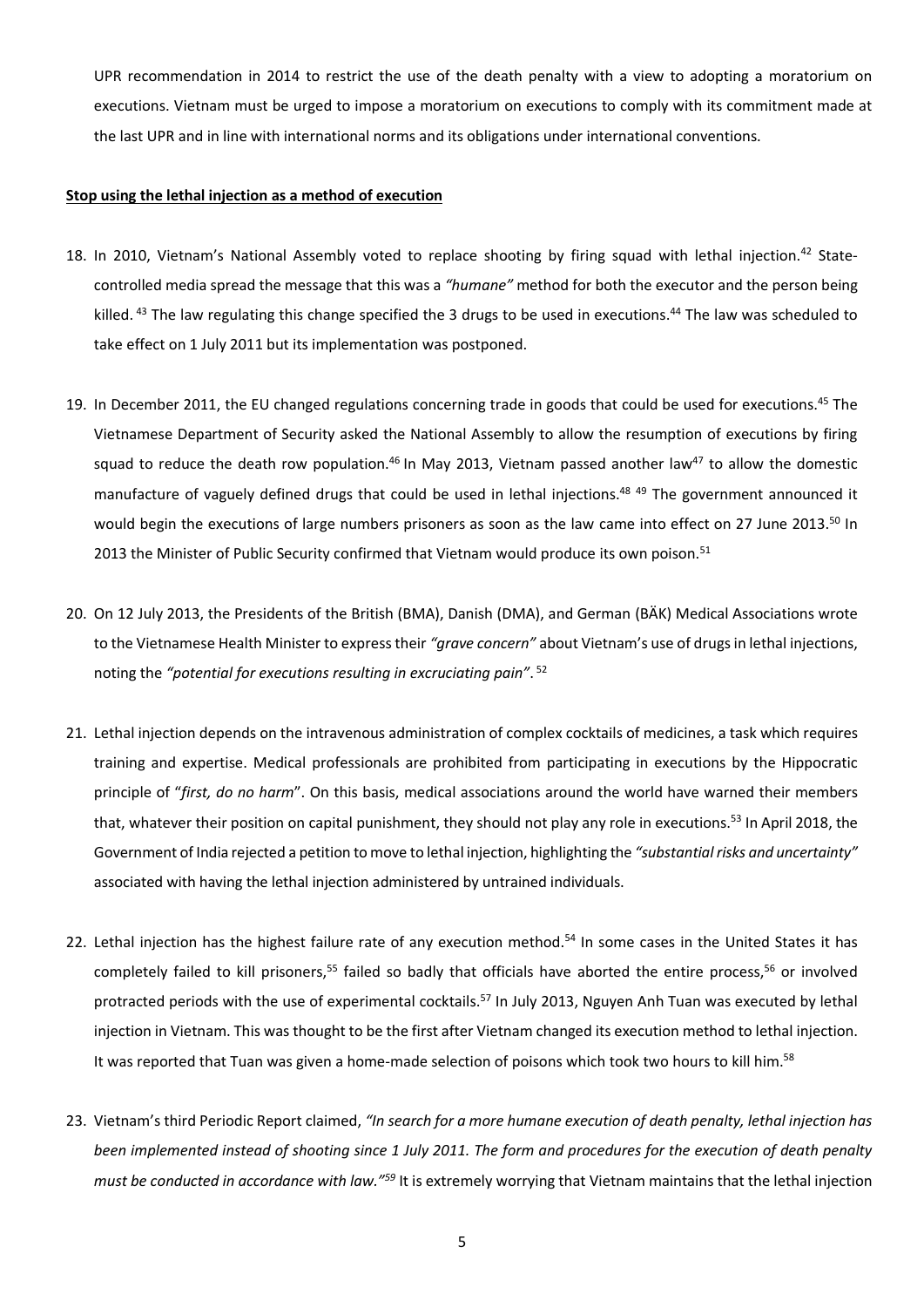UPR recommendation in 2014 to restrict the use of the death penalty with a view to adopting a moratorium on executions. Vietnam must be urged to impose a moratorium on executions to comply with its commitment made at the last UPR and in line with international norms and its obligations under international conventions.

**Stop using the lethal injection as a method of execution**

18. In 2010, Vietnam's National Assembly voted to replace shooting by firing squad with lethal injection.[42] State-controlled media spread the message that this was a *"humane"* method for both the executor and the person being killed.[43] The law regulating this change specified the 3 drugs to be used in executions.[44] The law was scheduled to take effect on 1 July 2011 but its implementation was postponed.

19. In December 2011, the EU changed regulations concerning trade in goods that could be used for executions.[45] The Vietnamese Department of Security asked the National Assembly to allow the resumption of executions by firing squad to reduce the death row population.[46] In May 2013, Vietnam passed another law[47] to allow the domestic manufacture of vaguely defined drugs that could be used in lethal injections.[48] [49] The government announced it would begin the executions of large numbers prisoners as soon as the law came into effect on 27 June 2013.[50] In 2013 the Minister of Public Security confirmed that Vietnam would produce its own poison.[51]

20. On 12 July 2013, the Presidents of the British (BMA), Danish (DMA), and German (BÄK) Medical Associations wrote to the Vietnamese Health Minister to express their *"grave concern"* about Vietnam's use of drugs in lethal injections, noting the *"potential for executions resulting in excruciating pain"*.[52]

21. Lethal injection depends on the intravenous administration of complex cocktails of medicines, a task which requires training and expertise. Medical professionals are prohibited from participating in executions by the Hippocratic principle of "*first, do no harm*". On this basis, medical associations around the world have warned their members that, whatever their position on capital punishment, they should not play any role in executions.[53] In April 2018, the Government of India rejected a petition to move to lethal injection, highlighting the *"substantial risks and uncertainty"* associated with having the lethal injection administered by untrained individuals.

22. Lethal injection has the highest failure rate of any execution method.[54] In some cases in the United States it has completely failed to kill prisoners,[55] failed so badly that officials have aborted the entire process,[56] or involved protracted periods with the use of experimental cocktails.[57] In July 2013, Nguyen Anh Tuan was executed by lethal injection in Vietnam. This was thought to be the first after Vietnam changed its execution method to lethal injection. It was reported that Tuan was given a home-made selection of poisons which took two hours to kill him.[58]

23. Vietnam's third Periodic Report claimed, *"In search for a more humane execution of death penalty, lethal injection has been implemented instead of shooting since 1 July 2011. The form and procedures for the execution of death penalty must be conducted in accordance with law."*[59] It is extremely worrying that Vietnam maintains that the lethal injection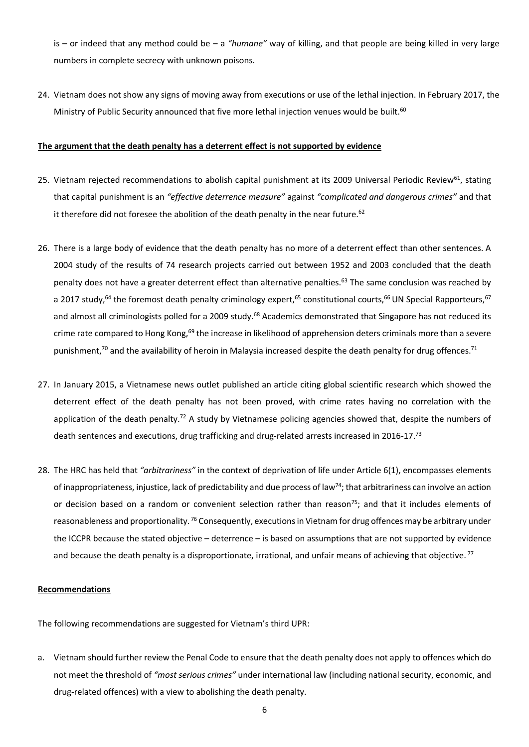is – or indeed that any method could be – a *"humane"* way of killing, and that people are being killed in very large numbers in complete secrecy with unknown poisons.

24. Vietnam does not show any signs of moving away from executions or use of the lethal injection. In February 2017, the Ministry of Public Security announced that five more lethal injection venues would be built.[60]

**The argument that the death penalty has a deterrent effect is not supported by evidence**

25. Vietnam rejected recommendations to abolish capital punishment at its 2009 Universal Periodic Review[61], stating that capital punishment is an *"effective deterrence measure"* against *"complicated and dangerous crimes"* and that it therefore did not foresee the abolition of the death penalty in the near future.[62]

26. There is a large body of evidence that the death penalty has no more of a deterrent effect than other sentences. A 2004 study of the results of 74 research projects carried out between 1952 and 2003 concluded that the death penalty does not have a greater deterrent effect than alternative penalties.[63] The same conclusion was reached by a 2017 study,[64] the foremost death penalty criminology expert,[65] constitutional courts,[66] UN Special Rapporteurs,[67] and almost all criminologists polled for a 2009 study.[68] Academics demonstrated that Singapore has not reduced its crime rate compared to Hong Kong,[69] the increase in likelihood of apprehension deters criminals more than a severe punishment,[70] and the availability of heroin in Malaysia increased despite the death penalty for drug offences.[71]

27. In January 2015, a Vietnamese news outlet published an article citing global scientific research which showed the deterrent effect of the death penalty has not been proved, with crime rates having no correlation with the application of the death penalty.[72] A study by Vietnamese policing agencies showed that, despite the numbers of death sentences and executions, drug trafficking and drug-related arrests increased in 2016-17.[73]

28. The HRC has held that *"arbitrariness"* in the context of deprivation of life under Article 6(1), encompasses elements of inappropriateness, injustice, lack of predictability and due process of law[74]; that arbitrariness can involve an action or decision based on a random or convenient selection rather than reason[75]; and that it includes elements of reasonableness and proportionality.[76] Consequently, executions in Vietnam for drug offences may be arbitrary under the ICCPR because the stated objective – deterrence – is based on assumptions that are not supported by evidence and because the death penalty is a disproportionate, irrational, and unfair means of achieving that objective.[77]

**Recommendations**

The following recommendations are suggested for Vietnam's third UPR:

a. Vietnam should further review the Penal Code to ensure that the death penalty does not apply to offences which do not meet the threshold of *"most serious crimes"* under international law (including national security, economic, and drug-related offences) with a view to abolishing the death penalty.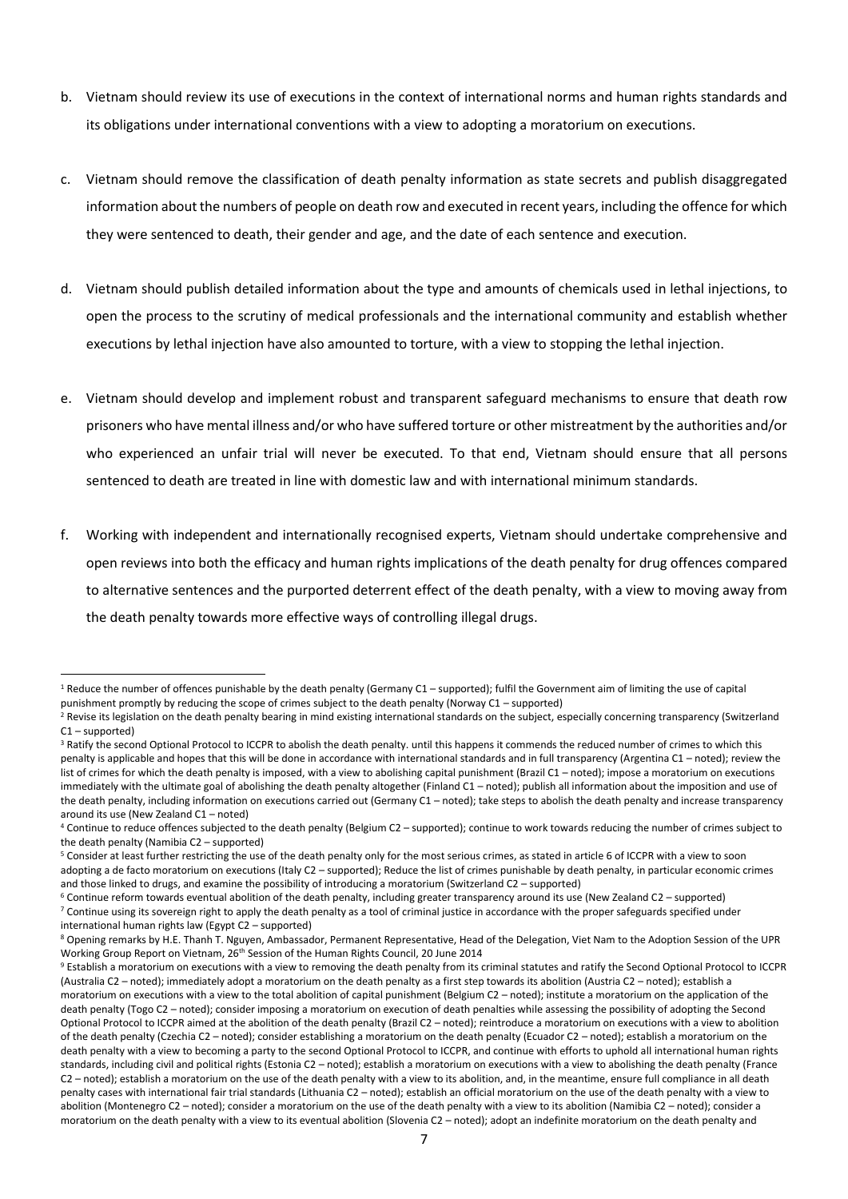b. Vietnam should review its use of executions in the context of international norms and human rights standards and its obligations under international conventions with a view to adopting a moratorium on executions.

c. Vietnam should remove the classification of death penalty information as state secrets and publish disaggregated information about the numbers of people on death row and executed in recent years, including the offence for which they were sentenced to death, their gender and age, and the date of each sentence and execution.

d. Vietnam should publish detailed information about the type and amounts of chemicals used in lethal injections, to open the process to the scrutiny of medical professionals and the international community and establish whether executions by lethal injection have also amounted to torture, with a view to stopping the lethal injection.

e. Vietnam should develop and implement robust and transparent safeguard mechanisms to ensure that death row prisoners who have mental illness and/or who have suffered torture or other mistreatment by the authorities and/or who experienced an unfair trial will never be executed. To that end, Vietnam should ensure that all persons sentenced to death are treated in line with domestic law and with international minimum standards.

f. Working with independent and internationally recognised experts, Vietnam should undertake comprehensive and open reviews into both the efficacy and human rights implications of the death penalty for drug offences compared to alternative sentences and the purported deterrent effect of the death penalty, with a view to moving away from the death penalty towards more effective ways of controlling illegal drugs.

---

[1] Reduce the number of offences punishable by the death penalty (Germany C1 – supported); fulfil the Government aim of limiting the use of capital punishment promptly by reducing the scope of crimes subject to the death penalty (Norway C1 – supported)

[2] Revise its legislation on the death penalty bearing in mind existing international standards on the subject, especially concerning transparency (Switzerland C1 – supported)

[3] Ratify the second Optional Protocol to ICCPR to abolish the death penalty. until this happens it commends the reduced number of crimes to which this penalty is applicable and hopes that this will be done in accordance with international standards and in full transparency (Argentina C1 – noted); review the list of crimes for which the death penalty is imposed, with a view to abolishing capital punishment (Brazil C1 – noted); impose a moratorium on executions immediately with the ultimate goal of abolishing the death penalty altogether (Finland C1 – noted); publish all information about the imposition and use of the death penalty, including information on executions carried out (Germany C1 – noted); take steps to abolish the death penalty and increase transparency around its use (New Zealand C1 – noted)

[4] Continue to reduce offences subjected to the death penalty (Belgium C2 – supported); continue to work towards reducing the number of crimes subject to the death penalty (Namibia C2 – supported)

[5] Consider at least further restricting the use of the death penalty only for the most serious crimes, as stated in article 6 of ICCPR with a view to soon adopting a de facto moratorium on executions (Italy C2 – supported); Reduce the list of crimes punishable by death penalty, in particular economic crimes and those linked to drugs, and examine the possibility of introducing a moratorium (Switzerland C2 – supported)

[6] Continue reform towards eventual abolition of the death penalty, including greater transparency around its use (New Zealand C2 – supported)

[7] Continue using its sovereign right to apply the death penalty as a tool of criminal justice in accordance with the proper safeguards specified under international human rights law (Egypt C2 – supported)

[8] Opening remarks by H.E. Thanh T. Nguyen, Ambassador, Permanent Representative, Head of the Delegation, Viet Nam to the Adoption Session of the UPR Working Group Report on Vietnam, 26th Session of the Human Rights Council, 20 June 2014

[9] Establish a moratorium on executions with a view to removing the death penalty from its criminal statutes and ratify the Second Optional Protocol to ICCPR (Australia C2 – noted); immediately adopt a moratorium on the death penalty as a first step towards its abolition (Austria C2 – noted); establish a moratorium on executions with a view to the total abolition of capital punishment (Belgium C2 – noted); institute a moratorium on the application of the death penalty (Togo C2 – noted); consider imposing a moratorium on execution of death penalties while assessing the possibility of adopting the Second Optional Protocol to ICCPR aimed at the abolition of the death penalty (Brazil C2 – noted); reintroduce a moratorium on executions with a view to abolition of the death penalty (Czechia C2 – noted); consider establishing a moratorium on the death penalty (Ecuador C2 – noted); establish a moratorium on the death penalty with a view to becoming a party to the second Optional Protocol to ICCPR, and continue with efforts to uphold all international human rights standards, including civil and political rights (Estonia C2 – noted); establish a moratorium on executions with a view to abolishing the death penalty (France C2 – noted); establish a moratorium on the use of the death penalty with a view to its abolition, and, in the meantime, ensure full compliance in all death penalty cases with international fair trial standards (Lithuania C2 – noted); establish an official moratorium on the use of the death penalty with a view to abolition (Montenegro C2 – noted); consider a moratorium on the use of the death penalty with a view to its abolition (Namibia C2 – noted); consider a moratorium on the death penalty with a view to its eventual abolition (Slovenia C2 – noted); adopt an indefinite moratorium on the death penalty and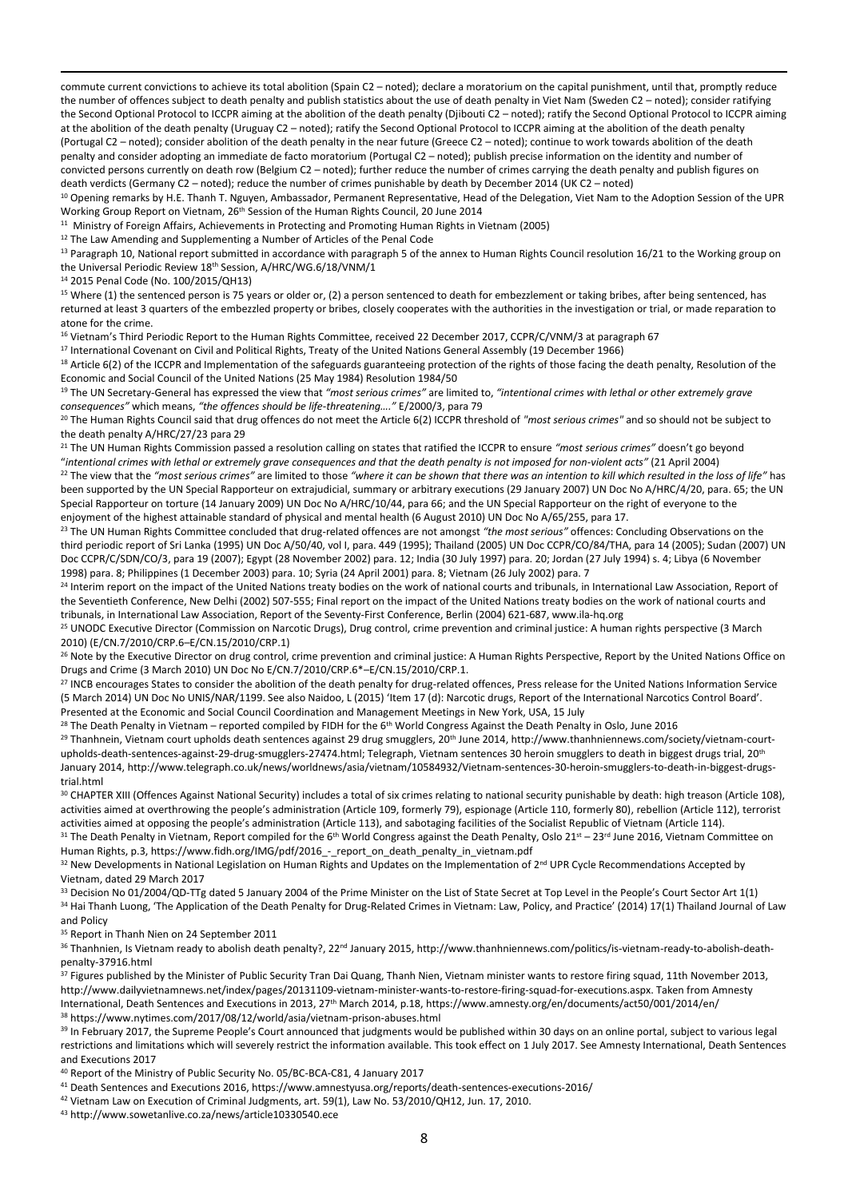commute current convictions to achieve its total abolition (Spain C2 – noted); declare a moratorium on the capital punishment, until that, promptly reduce the number of offences subject to death penalty and publish statistics about the use of death penalty in Viet Nam (Sweden C2 – noted); consider ratifying the Second Optional Protocol to ICCPR aiming at the abolition of the death penalty (Djibouti C2 – noted); ratify the Second Optional Protocol to ICCPR aiming at the abolition of the death penalty (Uruguay C2 – noted); ratify the Second Optional Protocol to ICCPR aiming at the abolition of the death penalty (Portugal C2 – noted); consider abolition of the death penalty in the near future (Greece C2 – noted); continue to work towards abolition of the death penalty and consider adopting an immediate de facto moratorium (Portugal C2 – noted); publish precise information on the identity and number of convicted persons currently on death row (Belgium C2 – noted); further reduce the number of crimes carrying the death penalty and publish figures on death verdicts (Germany C2 – noted); reduce the number of crimes punishable by death by December 2014 (UK C2 – noted)

[10] Opening remarks by H.E. Thanh T. Nguyen, Ambassador, Permanent Representative, Head of the Delegation, Viet Nam to the Adoption Session of the UPR Working Group Report on Vietnam, 26th Session of the Human Rights Council, 20 June 2014

[11] Ministry of Foreign Affairs, Achievements in Protecting and Promoting Human Rights in Vietnam (2005)

[12] The Law Amending and Supplementing a Number of Articles of the Penal Code

[13] Paragraph 10, National report submitted in accordance with paragraph 5 of the annex to Human Rights Council resolution 16/21 to the Working group on the Universal Periodic Review 18th Session, A/HRC/WG.6/18/VNM/1

[14] 2015 Penal Code (No. 100/2015/QH13)

[15] Where (1) the sentenced person is 75 years or older or, (2) a person sentenced to death for embezzlement or taking bribes, after being sentenced, has returned at least 3 quarters of the embezzled property or bribes, closely cooperates with the authorities in the investigation or trial, or made reparation to atone for the crime.

[16] Vietnam's Third Periodic Report to the Human Rights Committee, received 22 December 2017, CCPR/C/VNM/3 at paragraph 67

[17] International Covenant on Civil and Political Rights, Treaty of the United Nations General Assembly (19 December 1966)

[18] Article 6(2) of the ICCPR and Implementation of the safeguards guaranteeing protection of the rights of those facing the death penalty, Resolution of the Economic and Social Council of the United Nations (25 May 1984) Resolution 1984/50

[19] The UN Secretary-General has expressed the view that *"most serious crimes"* are limited to, *"intentional crimes with lethal or other extremely grave consequences"* which means, *"the offences should be life-threatening…."* E/2000/3, para 79

[20] The Human Rights Council said that drug offences do not meet the Article 6(2) ICCPR threshold of *"most serious crimes"* and so should not be subject to the death penalty A/HRC/27/23 para 29

[21] The UN Human Rights Commission passed a resolution calling on states that ratified the ICCPR to ensure *"most serious crimes"* doesn't go beyond "*intentional crimes with lethal or extremely grave consequences and that the death penalty is not imposed for non-violent acts"* (21 April 2004)

[22] The view that the *"most serious crimes"* are limited to those *"where it can be shown that there was an intention to kill which resulted in the loss of life"* has been supported by the UN Special Rapporteur on extrajudicial, summary or arbitrary executions (29 January 2007) UN Doc No A/HRC/4/20, para. 65; the UN Special Rapporteur on torture (14 January 2009) UN Doc No A/HRC/10/44, para 66; and the UN Special Rapporteur on the right of everyone to the enjoyment of the highest attainable standard of physical and mental health (6 August 2010) UN Doc No A/65/255, para 17.

[23] The UN Human Rights Committee concluded that drug-related offences are not amongst *"the most serious"* offences: Concluding Observations on the third periodic report of Sri Lanka (1995) UN Doc A/50/40, vol I, para. 449 (1995); Thailand (2005) UN Doc CCPR/CO/84/THA, para 14 (2005); Sudan (2007) UN Doc CCPR/C/SDN/CO/3, para 19 (2007); Egypt (28 November 2002) para. 12; India (30 July 1997) para. 20; Jordan (27 July 1994) s. 4; Libya (6 November 1998) para. 8; Philippines (1 December 2003) para. 10; Syria (24 April 2001) para. 8; Vietnam (26 July 2002) para. 7

[24] Interim report on the impact of the United Nations treaty bodies on the work of national courts and tribunals, in International Law Association, Report of the Seventieth Conference, New Delhi (2002) 507-555; Final report on the impact of the United Nations treaty bodies on the work of national courts and tribunals, in International Law Association, Report of the Seventy-First Conference, Berlin (2004) 621-687, www.ila-hq.org

[25] UNODC Executive Director (Commission on Narcotic Drugs), Drug control, crime prevention and criminal justice: A human rights perspective (3 March 2010) (E/CN.7/2010/CRP.6–E/CN.15/2010/CRP.1)

[26] Note by the Executive Director on drug control, crime prevention and criminal justice: A Human Rights Perspective, Report by the United Nations Office on Drugs and Crime (3 March 2010) UN Doc No E/CN.7/2010/CRP.6*–E/CN.15/2010/CRP.1.

[27] INCB encourages States to consider the abolition of the death penalty for drug-related offences, Press release for the United Nations Information Service (5 March 2014) UN Doc No UNIS/NAR/1199. See also Naidoo, L (2015) 'Item 17 (d): Narcotic drugs, Report of the International Narcotics Control Board'. Presented at the Economic and Social Council Coordination and Management Meetings in New York, USA, 15 July

[28] The Death Penalty in Vietnam – reported compiled by FIDH for the 6th World Congress Against the Death Penalty in Oslo, June 2016

[29] Thanhnien, Vietnam court upholds death sentences against 29 drug smugglers, 20th June 2014, http://www.thanhniennews.com/society/vietnam-court-upholds-death-sentences-against-29-drug-smugglers-27474.html; Telegraph, Vietnam sentences 30 heroin smugglers to death in biggest drugs trial, 20th January 2014, http://www.telegraph.co.uk/news/worldnews/asia/vietnam/10584932/Vietnam-sentences-30-heroin-smugglers-to-death-in-biggest-drugs-trial.html

[30] CHAPTER XIII (Offences Against National Security) includes a total of six crimes relating to national security punishable by death: high treason (Article 108), activities aimed at overthrowing the people's administration (Article 109, formerly 79), espionage (Article 110, formerly 80), rebellion (Article 112), terrorist activities aimed at opposing the people's administration (Article 113), and sabotaging facilities of the Socialist Republic of Vietnam (Article 114).

[31] The Death Penalty in Vietnam, Report compiled for the 6th World Congress against the Death Penalty, Oslo 21st – 23rd June 2016, Vietnam Committee on Human Rights, p.3, https://www.fidh.org/IMG/pdf/2016_-_report_on_death_penalty_in_vietnam.pdf

[32] New Developments in National Legislation on Human Rights and Updates on the Implementation of 2nd UPR Cycle Recommendations Accepted by Vietnam, dated 29 March 2017

[33] Decision No 01/2004/QD-TTg dated 5 January 2004 of the Prime Minister on the List of State Secret at Top Level in the People's Court Sector Art 1(1)

[34] Hai Thanh Luong, 'The Application of the Death Penalty for Drug-Related Crimes in Vietnam: Law, Policy, and Practice' (2014) 17(1) Thailand Journal of Law and Policy

[35] Report in Thanh Nien on 24 September 2011

[36] Thanhnien, Is Vietnam ready to abolish death penalty?, 22nd January 2015, http://www.thanhniennews.com/politics/is-vietnam-ready-to-abolish-death-penalty-37916.html

[37] Figures published by the Minister of Public Security Tran Dai Quang, Thanh Nien, Vietnam minister wants to restore firing squad, 11th November 2013, http://www.dailyvietnamnews.net/index/pages/20131109-vietnam-minister-wants-to-restore-firing-squad-for-executions.aspx. Taken from Amnesty International, Death Sentences and Executions in 2013, 27th March 2014, p.18, https://www.amnesty.org/en/documents/act50/001/2014/en/

[38] https://www.nytimes.com/2017/08/12/world/asia/vietnam-prison-abuses.html

[39] In February 2017, the Supreme People's Court announced that judgments would be published within 30 days on an online portal, subject to various legal restrictions and limitations which will severely restrict the information available. This took effect on 1 July 2017. See Amnesty International, Death Sentences and Executions 2017

[40] Report of the Ministry of Public Security No. 05/BC-BCA-C81, 4 January 2017

[41] Death Sentences and Executions 2016, https://www.amnestyusa.org/reports/death-sentences-executions-2016/

[42] Vietnam Law on Execution of Criminal Judgments, art. 59(1), Law No. 53/2010/QH12, Jun. 17, 2010.

[43] http://www.sowetanlive.co.za/news/article10330540.ece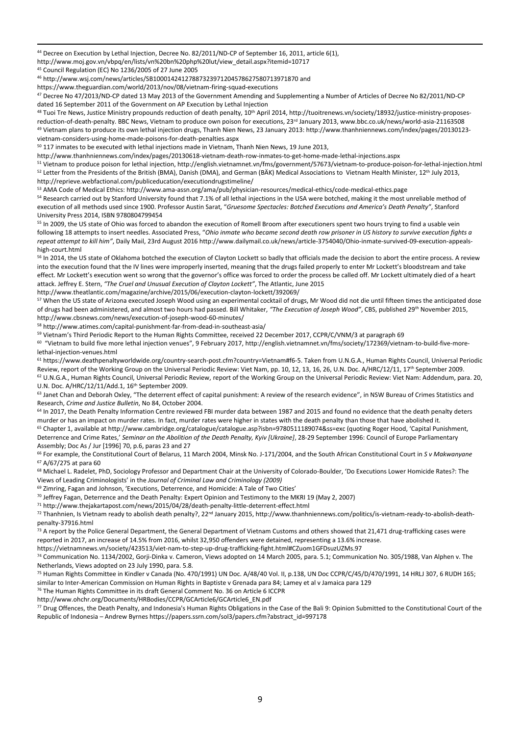[44] Decree on Execution by Lethal Injection, Decree No. 82/2011/ND-CP of September 16, 2011, article 6(1), http://www.moj.gov.vn/vbpq/en/lists/vn%20bn%20php%20lut/view_detail.aspx?itemid=10717

[45] Council Regulation (EC) No 1236/2005 of 27 June 2005

[46] http://www.wsj.com/news/articles/SB10001424127887323971204578627580713971870 and https://www.theguardian.com/world/2013/nov/08/vietnam-firing-squad-executions

[47] Decree No 47/2013/ND-CP dated 13 May 2013 of the Government Amending and Supplementing a Number of Articles of Decree No 82/2011/ND-CP dated 16 September 2011 of the Government on AP Execution by Lethal Injection

[48] Tuoi Tre News, Justice Ministry propounds reduction of death penalty, 10th April 2014, http://tuoitrenews.vn/society/18932/justice-ministry-proposes-reduction-of-death-penalty. BBC News, Vietnam to produce own poison for executions, 23rd January 2013, www.bbc.co.uk/news/world-asia-21163508

[49] Vietnam plans to produce its own lethal injection drugs, Thanh Nien News, 23 January 2013: http://www.thanhniennews.com/index/pages/20130123-vietnam-considers-using-home-made-poisons-for-death-penalties.aspx

[50] 117 inmates to be executed with lethal injections made in Vietnam, Thanh Nien News, 19 June 2013, http://www.thanhniennews.com/index/pages/20130618-vietnam-death-row-inmates-to-get-home-made-lethal-injections.aspx

[51] Vietnam to produce poison for lethal injection, http://english.vietnamnet.vn/fms/government/57673/vietnam-to-produce-poison-for-lethal-injection.html

[52] Letter from the Presidents of the British (BMA), Danish (DMA), and German (BÄK) Medical Associations to Vietnam Health Minister, 12th July 2013, http://reprieve.webfactional.com/publiceducation/executiondrugstimeline/

[53] AMA Code of Medical Ethics: http://www.ama-assn.org/ama/pub/physician-resources/medical-ethics/code-medical-ethics.page

[54] Research carried out by Stanford University found that 7.1% of all lethal injections in the USA were botched, making it the most unreliable method of execution of all methods used since 1900. Professor Austin Sarat, "*Gruesome Spectacles: Botched Executions and America's Death Penalty*", Stanford University Press 2014, ISBN 9780804799454

[55] In 2009, the US state of Ohio was forced to abandon the execution of Romell Broom after executioners spent two hours trying to find a usable vein following 18 attempts to insert needles. Associated Press, "*Ohio inmate who became second death row prisoner in US history to survive execution fights a repeat attempt to kill him*", Daily Mail, 23rd August 2016 http://www.dailymail.co.uk/news/article-3754040/Ohio-inmate-survived-09-execution-appeals-high-court.html

[56] In 2014, the US state of Oklahoma botched the execution of Clayton Lockett so badly that officials made the decision to abort the entire process. A review into the execution found that the IV lines were improperly inserted, meaning that the drugs failed properly to enter Mr Lockett's bloodstream and take effect. Mr Lockett's execution went so wrong that the governor's office was forced to order the process be called off. Mr Lockett ultimately died of a heart attack. Jeffrey E. Stern, *"The Cruel and Unusual Execution of Clayton Lockett"*, The Atlantic, June 2015 http://www.theatlantic.com/magazine/archive/2015/06/execution-clayton-lockett/392069/

[57] When the US state of Arizona executed Joseph Wood using an experimental cocktail of drugs, Mr Wood did not die until fifteen times the anticipated dose of drugs had been administered, and almost two hours had passed. Bill Whitaker, *"The Execution of Joseph Wood"*, CBS, published 29th November 2015, http://www.cbsnews.com/news/execution-of-joseph-wood-60-minutes/

[58] http://www.atimes.com/capital-punishment-far-from-dead-in-southeast-asia/

[59] Vietnam's Third Periodic Report to the Human Rights Committee, received 22 December 2017, CCPR/C/VNM/3 at paragraph 69

[60] "Vietnam to build five more lethal injection venues", 9 February 2017, http://english.vietnamnet.vn/fms/society/172369/vietnam-to-build-five-more-lethal-injection-venues.html

[61] https://www.deathpenaltyworldwide.org/country-search-post.cfm?country=Vietnam#f6-5. Taken from U.N.G.A., Human Rights Council, Universal Periodic Review, report of the Working Group on the Universal Periodic Review: Viet Nam, pp. 10, 12, 13, 16, 26, U.N. Doc. A/HRC/12/11, 17th September 2009.

[62] U.N.G.A., Human Rights Council, Universal Periodic Review, report of the Working Group on the Universal Periodic Review: Viet Nam: Addendum, para. 20, U.N. Doc. A/HRC/12/11/Add.1, 16th September 2009.

[63] Janet Chan and Deborah Oxley, "The deterrent effect of capital punishment: A review of the research evidence", in NSW Bureau of Crimes Statistics and Research, *Crime and Justice Bulletin*, No 84, October 2004.

[64] In 2017, the Death Penalty Information Centre reviewed FBI murder data between 1987 and 2015 and found no evidence that the death penalty deters murder or has an impact on murder rates. In fact, murder rates were higher in states with the death penalty than those that have abolished it.

[65] Chapter 1, available at http://www.cambridge.org/catalogue/catalogue.asp?isbn=9780511189074&ss=exc (quoting Roger Hood, 'Capital Punishment, Deterrence and Crime Rates,' *Seminar on the Abolition of the Death Penalty, Kyiv [Ukraine]*, 28-29 September 1996: Council of Europe Parliamentary Assembly; Doc As / Jur [1996] 70, p.6, paras 23 and 27

[66] For example, the Constitutional Court of Belarus, 11 March 2004, Minsk No. J-171/2004, and the South African Constitutional Court in *S v Makwanyane*

[67] A/67/275 at para 60

[68] Michael L. Radelet, PhD, Sociology Professor and Department Chair at the University of Colorado-Boulder, 'Do Executions Lower Homicide Rates?: The Views of Leading Criminologists' in the *Journal of Criminal Law and Criminology (2009)*

[69] Zimring, Fagan and Johnson, 'Executions, Deterrence, and Homicide: A Tale of Two Cities'

[70] Jeffrey Fagan, Deterrence and the Death Penalty: Expert Opinion and Testimony to the MKRI 19 (May 2, 2007)

[71] http://www.thejakartapost.com/news/2015/04/28/death-penalty-little-deterrent-effect.html

[72] Thanhnien, Is Vietnam ready to abolish death penalty?, 22nd January 2015, http://www.thanhniennews.com/politics/is-vietnam-ready-to-abolish-death-penalty-37916.html

[73] A report by the Police General Department, the General Department of Vietnam Customs and others showed that 21,471 drug-trafficking cases were reported in 2017, an increase of 14.5% from 2016, whilst 32,950 offenders were detained, representing a 13.6% increase. https://vietnamnews.vn/society/423513/viet-nam-to-step-up-drug-trafficking-fight.html#CZuom1GFDsuzUZMs.97

[74] Communication No. 1134/2002, Gorji-Dinka v. Cameron, Views adopted on 14 March 2005, para. 5.1; Communication No. 305/1988, Van Alphen v. The Netherlands, Views adopted on 23 July 1990, para. 5.8.

[75] Human Rights Committee in Kindler v Canada (No. 470/1991) UN Doc. A/48/40 Vol. II, p.138, UN Doc CCPR/C/45/D/470/1991, 14 HRLJ 307, 6 RUDH 165; similar to Inter-American Commission on Human Rights in Baptiste v Grenada para 84; Lamey et al v Jamaica para 129

[76] The Human Rights Committee in its draft General Comment No. 36 on Article 6 ICCPR http://www.ohchr.org/Documents/HRBodies/CCPR/GCArticle6/GCArticle6_EN.pdf

[77] Drug Offences, the Death Penalty, and Indonesia's Human Rights Obligations in the Case of the Bali 9: Opinion Submitted to the Constitutional Court of the Republic of Indonesia – Andrew Byrnes https://papers.ssrn.com/sol3/papers.cfm?abstract_id=997178